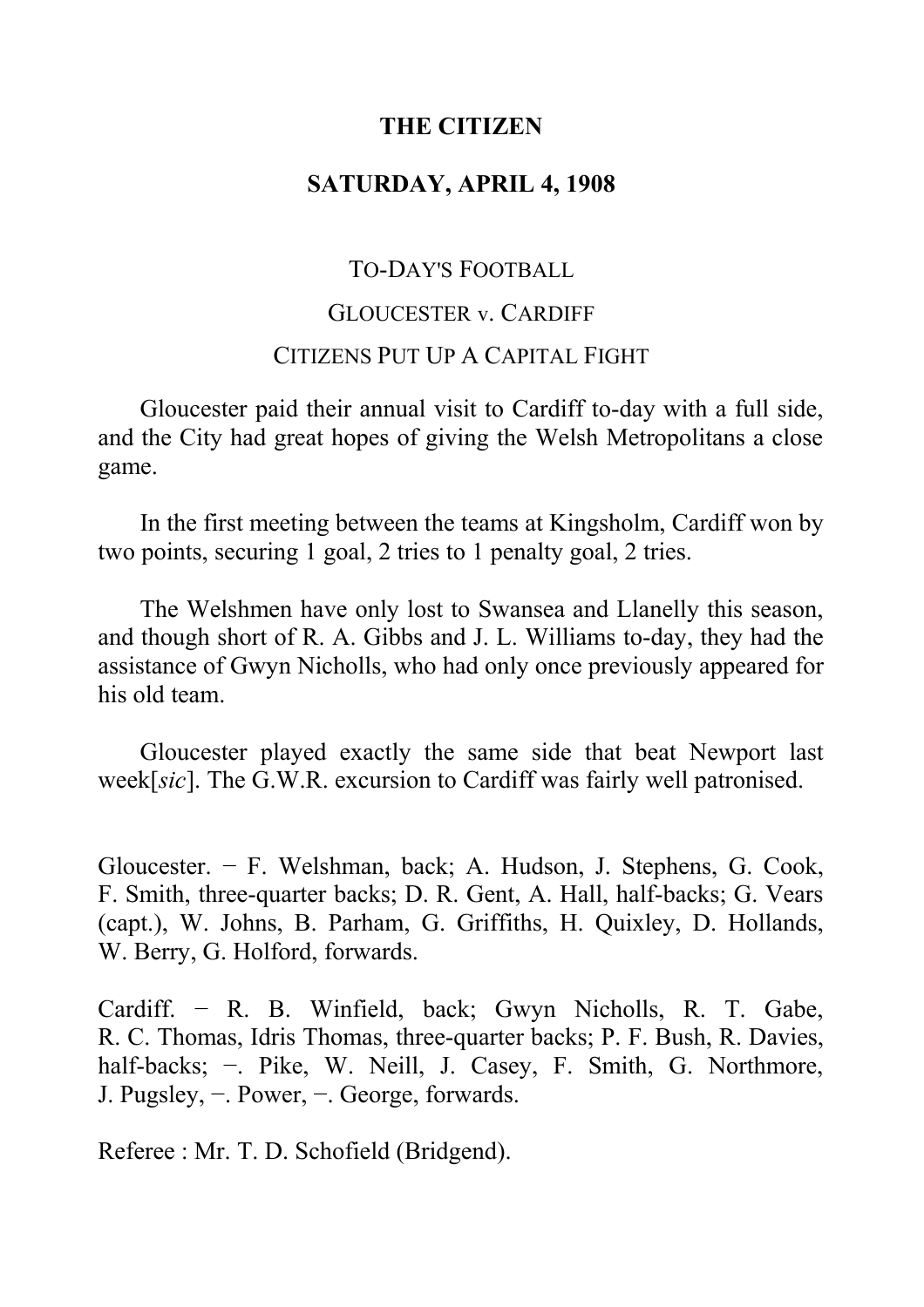**THE CITIZEN**

**SATURDAY, APRIL 4, 1908**

TO-DAY'S FOOTBALL

GLOUCESTER v. CARDIFF

CITIZENS PUT UP A CAPITAL FIGHT

Gloucester paid their annual visit to Cardiff to-day with a full side, and the City had great hopes of giving the Welsh Metropolitans a close game.

In the first meeting between the teams at Kingsholm, Cardiff won by two points, securing 1 goal, 2 tries to 1 penalty goal, 2 tries.

The Welshmen have only lost to Swansea and Llanelly this season, and though short of R. A. Gibbs and J. L. Williams to-day, they had the assistance of Gwyn Nicholls, who had only once previously appeared for his old team.

Gloucester played exactly the same side that beat Newport last week[*sic*]. The G.W.R. excursion to Cardiff was fairly well patronised.

Gloucester. − F. Welshman, back; A. Hudson, J. Stephens, G. Cook, F. Smith, three-quarter backs; D. R. Gent, A. Hall, half-backs; G. Vears (capt.), W. Johns, B. Parham, G. Griffiths, H. Quixley, D. Hollands, W. Berry, G. Holford, forwards.

Cardiff. − R. B. Winfield, back; Gwyn Nicholls, R. T. Gabe, R. C. Thomas, Idris Thomas, three-quarter backs; P. F. Bush, R. Davies, half-backs; −. Pike, W. Neill, J. Casey, F. Smith, G. Northmore, J. Pugsley, −. Power, −. George, forwards.

Referee : Mr. T. D. Schofield (Bridgend).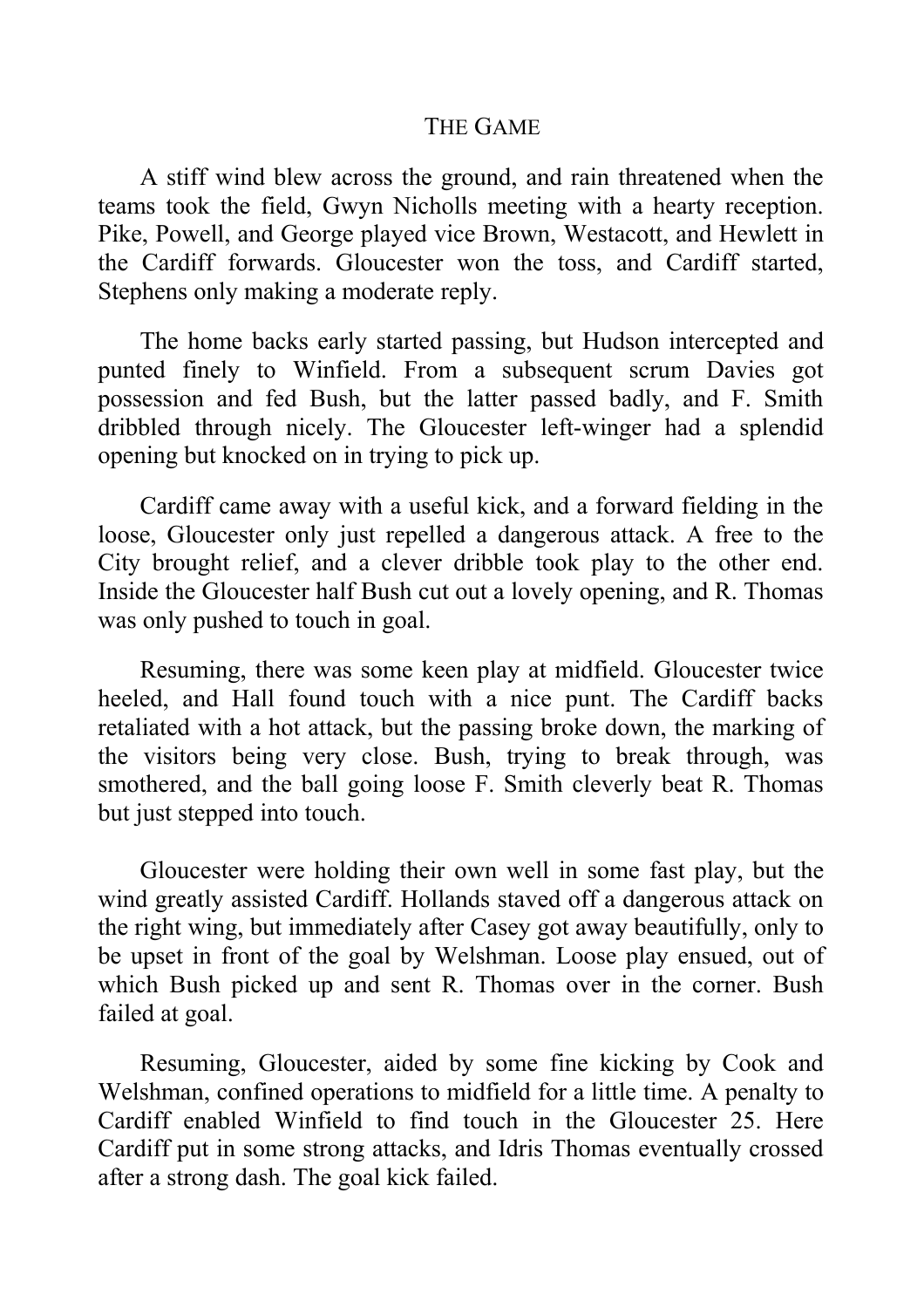## THE GAME

A stiff wind blew across the ground, and rain threatened when the teams took the field, Gwyn Nicholls meeting with a hearty reception. Pike, Powell, and George played vice Brown, Westacott, and Hewlett in the Cardiff forwards. Gloucester won the toss, and Cardiff started, Stephens only making a moderate reply.

The home backs early started passing, but Hudson intercepted and punted finely to Winfield. From a subsequent scrum Davies got possession and fed Bush, but the latter passed badly, and F. Smith dribbled through nicely. The Gloucester left-winger had a splendid opening but knocked on in trying to pick up.

Cardiff came away with a useful kick, and a forward fielding in the loose, Gloucester only just repelled a dangerous attack. A free to the City brought relief, and a clever dribble took play to the other end. Inside the Gloucester half Bush cut out a lovely opening, and R. Thomas was only pushed to touch in goal.

Resuming, there was some keen play at midfield. Gloucester twice heeled, and Hall found touch with a nice punt. The Cardiff backs retaliated with a hot attack, but the passing broke down, the marking of the visitors being very close. Bush, trying to break through, was smothered, and the ball going loose F. Smith cleverly beat R. Thomas but just stepped into touch.

Gloucester were holding their own well in some fast play, but the wind greatly assisted Cardiff. Hollands staved off a dangerous attack on the right wing, but immediately after Casey got away beautifully, only to be upset in front of the goal by Welshman. Loose play ensued, out of which Bush picked up and sent R. Thomas over in the corner. Bush failed at goal.

Resuming, Gloucester, aided by some fine kicking by Cook and Welshman, confined operations to midfield for a little time. A penalty to Cardiff enabled Winfield to find touch in the Gloucester 25. Here Cardiff put in some strong attacks, and Idris Thomas eventually crossed after a strong dash. The goal kick failed.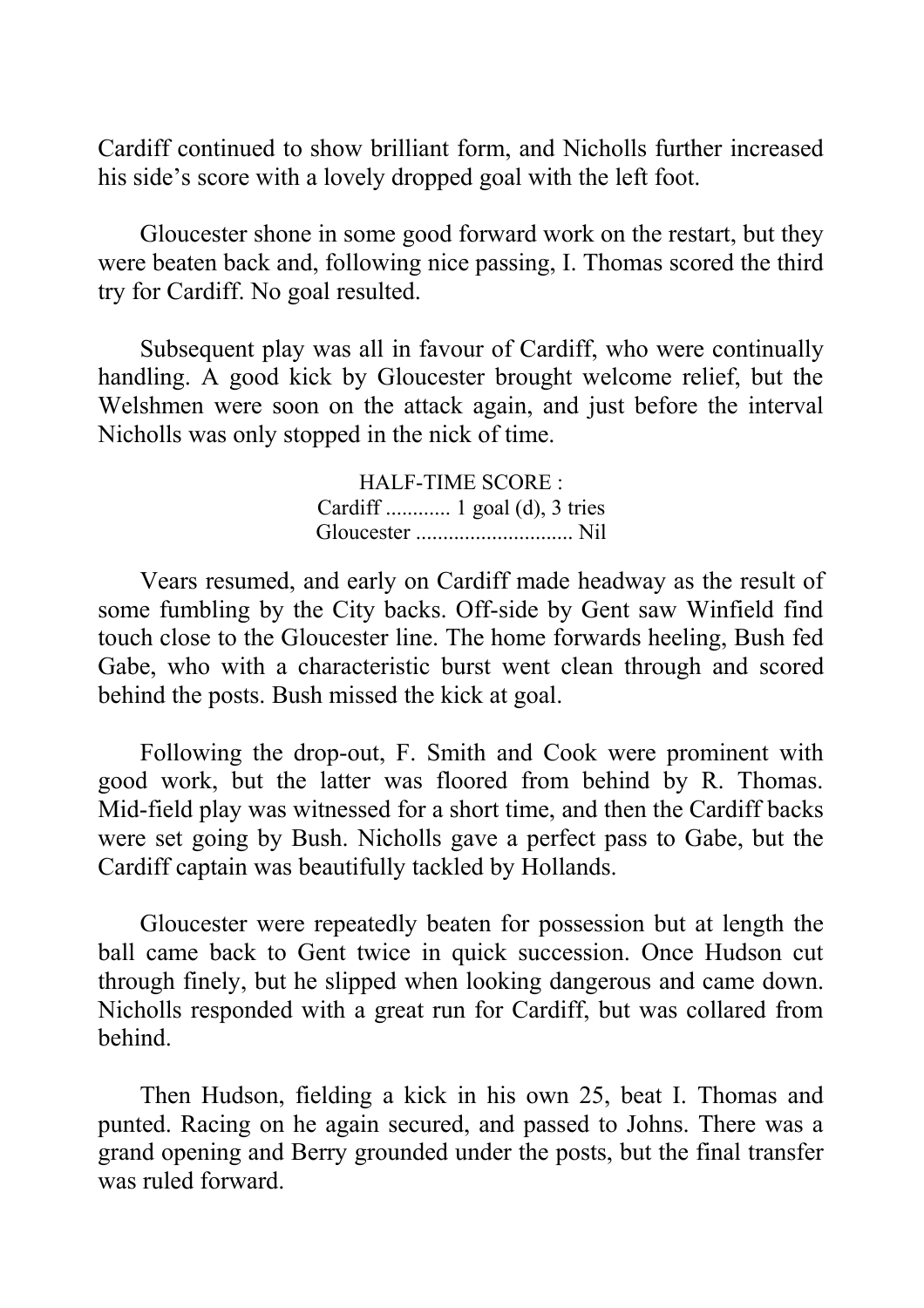Cardiff continued to show brilliant form, and Nicholls further increased his side's score with a lovely dropped goal with the left foot.

Gloucester shone in some good forward work on the restart, but they were beaten back and, following nice passing, I. Thomas scored the third try for Cardiff. No goal resulted.

Subsequent play was all in favour of Cardiff, who were continually handling. A good kick by Gloucester brought welcome relief, but the Welshmen were soon on the attack again, and just before the interval Nicholls was only stopped in the nick of time.

HALF-TIME SCORE :
Cardiff ............ 1 goal (d), 3 tries
Gloucester ............................. Nil

Vears resumed, and early on Cardiff made headway as the result of some fumbling by the City backs. Off-side by Gent saw Winfield find touch close to the Gloucester line. The home forwards heeling, Bush fed Gabe, who with a characteristic burst went clean through and scored behind the posts. Bush missed the kick at goal.

Following the drop-out, F. Smith and Cook were prominent with good work, but the latter was floored from behind by R. Thomas. Mid-field play was witnessed for a short time, and then the Cardiff backs were set going by Bush. Nicholls gave a perfect pass to Gabe, but the Cardiff captain was beautifully tackled by Hollands.

Gloucester were repeatedly beaten for possession but at length the ball came back to Gent twice in quick succession. Once Hudson cut through finely, but he slipped when looking dangerous and came down. Nicholls responded with a great run for Cardiff, but was collared from behind.

Then Hudson, fielding a kick in his own 25, beat I. Thomas and punted. Racing on he again secured, and passed to Johns. There was a grand opening and Berry grounded under the posts, but the final transfer was ruled forward.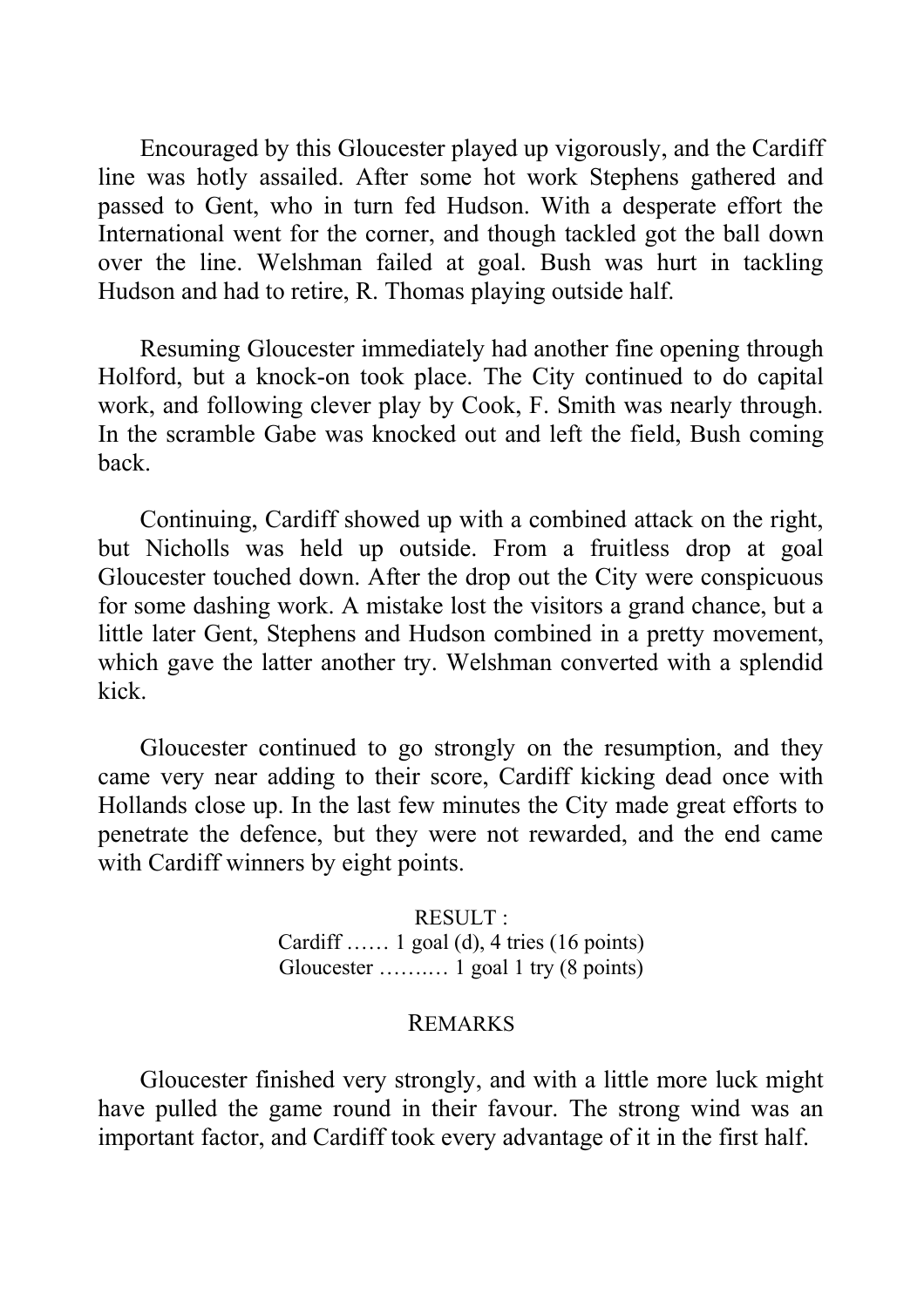Encouraged by this Gloucester played up vigorously, and the Cardiff line was hotly assailed. After some hot work Stephens gathered and passed to Gent, who in turn fed Hudson. With a desperate effort the International went for the corner, and though tackled got the ball down over the line. Welshman failed at goal. Bush was hurt in tackling Hudson and had to retire, R. Thomas playing outside half.

Resuming Gloucester immediately had another fine opening through Holford, but a knock-on took place. The City continued to do capital work, and following clever play by Cook, F. Smith was nearly through. In the scramble Gabe was knocked out and left the field, Bush coming back.

Continuing, Cardiff showed up with a combined attack on the right, but Nicholls was held up outside. From a fruitless drop at goal Gloucester touched down. After the drop out the City were conspicuous for some dashing work. A mistake lost the visitors a grand chance, but a little later Gent, Stephens and Hudson combined in a pretty movement, which gave the latter another try. Welshman converted with a splendid kick.

Gloucester continued to go strongly on the resumption, and they came very near adding to their score, Cardiff kicking dead once with Hollands close up. In the last few minutes the City made great efforts to penetrate the defence, but they were not rewarded, and the end came with Cardiff winners by eight points.

RESULT :

Cardiff …… 1 goal (d), 4 tries (16 points)

Gloucester ……… 1 goal 1 try (8 points)

REMARKS

Gloucester finished very strongly, and with a little more luck might have pulled the game round in their favour. The strong wind was an important factor, and Cardiff took every advantage of it in the first half.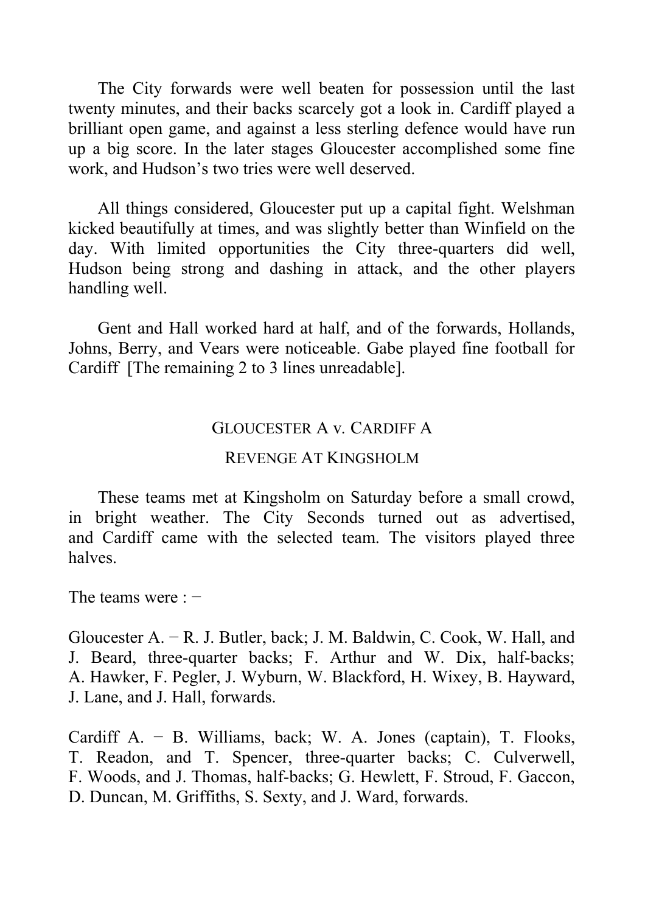The City forwards were well beaten for possession until the last twenty minutes, and their backs scarcely got a look in. Cardiff played a brilliant open game, and against a less sterling defence would have run up a big score. In the later stages Gloucester accomplished some fine work, and Hudson's two tries were well deserved.

All things considered, Gloucester put up a capital fight. Welshman kicked beautifully at times, and was slightly better than Winfield on the day. With limited opportunities the City three-quarters did well, Hudson being strong and dashing in attack, and the other players handling well.

Gent and Hall worked hard at half, and of the forwards, Hollands, Johns, Berry, and Vears were noticeable. Gabe played fine football for Cardiff [The remaining 2 to 3 lines unreadable].

## GLOUCESTER A v. CARDIFF A

### REVENGE AT KINGSHOLM

These teams met at Kingsholm on Saturday before a small crowd, in bright weather. The City Seconds turned out as advertised, and Cardiff came with the selected team. The visitors played three halves.

The teams were : −

Gloucester A. − R. J. Butler, back; J. M. Baldwin, C. Cook, W. Hall, and J. Beard, three-quarter backs; F. Arthur and W. Dix, half-backs; A. Hawker, F. Pegler, J. Wyburn, W. Blackford, H. Wixey, B. Hayward, J. Lane, and J. Hall, forwards.

Cardiff A. − B. Williams, back; W. A. Jones (captain), T. Flooks, T. Readon, and T. Spencer, three-quarter backs; C. Culverwell, F. Woods, and J. Thomas, half-backs; G. Hewlett, F. Stroud, F. Gaccon, D. Duncan, M. Griffiths, S. Sexty, and J. Ward, forwards.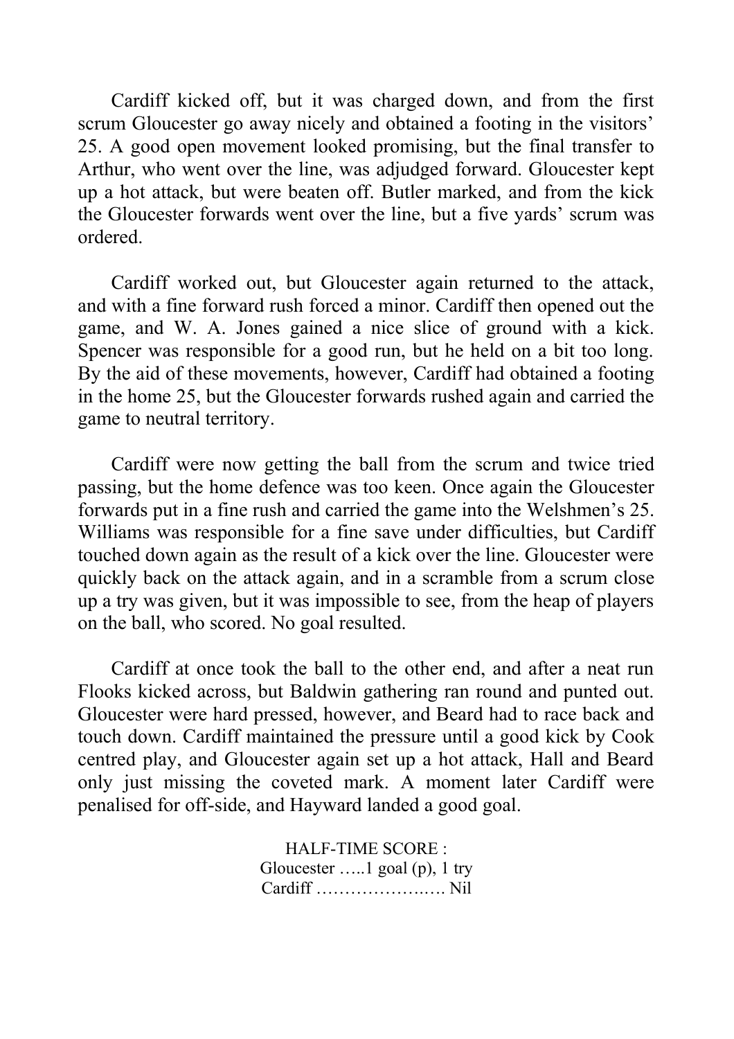Cardiff kicked off, but it was charged down, and from the first scrum Gloucester go away nicely and obtained a footing in the visitors' 25. A good open movement looked promising, but the final transfer to Arthur, who went over the line, was adjudged forward. Gloucester kept up a hot attack, but were beaten off. Butler marked, and from the kick the Gloucester forwards went over the line, but a five yards' scrum was ordered.

Cardiff worked out, but Gloucester again returned to the attack, and with a fine forward rush forced a minor. Cardiff then opened out the game, and W. A. Jones gained a nice slice of ground with a kick. Spencer was responsible for a good run, but he held on a bit too long. By the aid of these movements, however, Cardiff had obtained a footing in the home 25, but the Gloucester forwards rushed again and carried the game to neutral territory.

Cardiff were now getting the ball from the scrum and twice tried passing, but the home defence was too keen. Once again the Gloucester forwards put in a fine rush and carried the game into the Welshmen's 25. Williams was responsible for a fine save under difficulties, but Cardiff touched down again as the result of a kick over the line. Gloucester were quickly back on the attack again, and in a scramble from a scrum close up a try was given, but it was impossible to see, from the heap of players on the ball, who scored. No goal resulted.

Cardiff at once took the ball to the other end, and after a neat run Flooks kicked across, but Baldwin gathering ran round and punted out. Gloucester were hard pressed, however, and Beard had to race back and touch down. Cardiff maintained the pressure until a good kick by Cook centred play, and Gloucester again set up a hot attack, Hall and Beard only just missing the coveted mark. A moment later Cardiff were penalised for off-side, and Hayward landed a good goal.

HALF-TIME SCORE :
Gloucester …..1 goal (p), 1 try
Cardiff ………………..…. Nil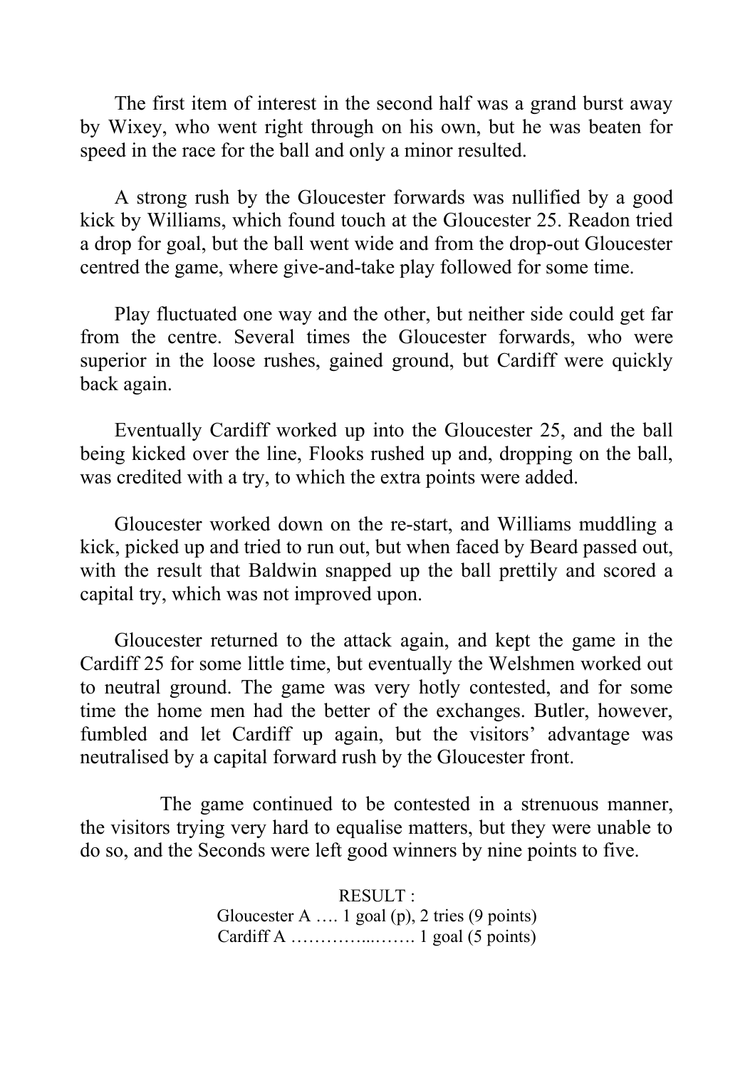The first item of interest in the second half was a grand burst away by Wixey, who went right through on his own, but he was beaten for speed in the race for the ball and only a minor resulted.

A strong rush by the Gloucester forwards was nullified by a good kick by Williams, which found touch at the Gloucester 25. Readon tried a drop for goal, but the ball went wide and from the drop-out Gloucester centred the game, where give-and-take play followed for some time.

Play fluctuated one way and the other, but neither side could get far from the centre. Several times the Gloucester forwards, who were superior in the loose rushes, gained ground, but Cardiff were quickly back again.

Eventually Cardiff worked up into the Gloucester 25, and the ball being kicked over the line, Flooks rushed up and, dropping on the ball, was credited with a try, to which the extra points were added.

Gloucester worked down on the re-start, and Williams muddling a kick, picked up and tried to run out, but when faced by Beard passed out, with the result that Baldwin snapped up the ball prettily and scored a capital try, which was not improved upon.

Gloucester returned to the attack again, and kept the game in the Cardiff 25 for some little time, but eventually the Welshmen worked out to neutral ground. The game was very hotly contested, and for some time the home men had the better of the exchanges. Butler, however, fumbled and let Cardiff up again, but the visitors' advantage was neutralised by a capital forward rush by the Gloucester front.

The game continued to be contested in a strenuous manner, the visitors trying very hard to equalise matters, but they were unable to do so, and the Seconds were left good winners by nine points to five.

RESULT :

Gloucester A …. 1 goal (p), 2 tries (9 points)

Cardiff A …………...……. 1 goal (5 points)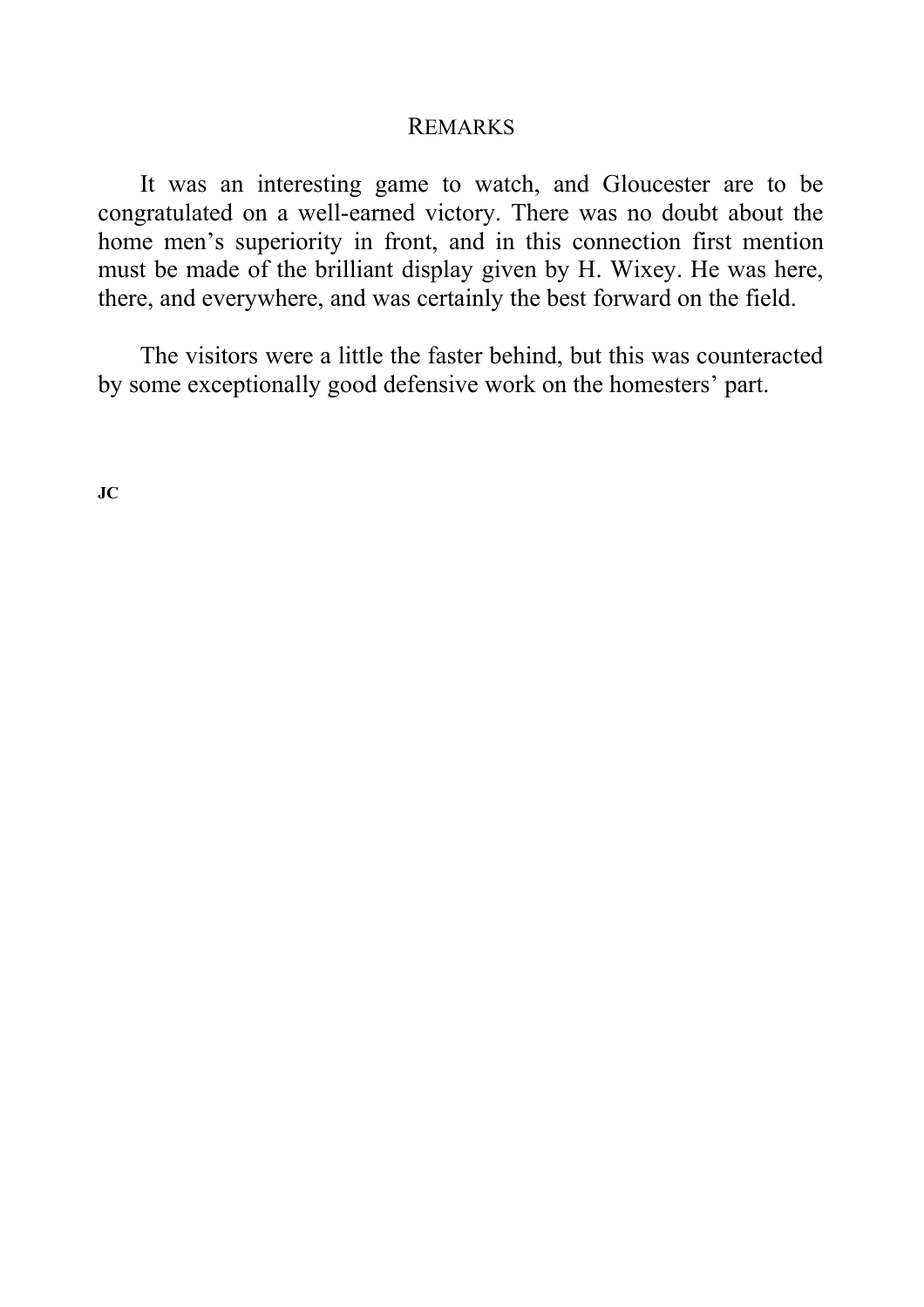## REMARKS

It was an interesting game to watch, and Gloucester are to be congratulated on a well-earned victory. There was no doubt about the home men's superiority in front, and in this connection first mention must be made of the brilliant display given by H. Wixey. He was here, there, and everywhere, and was certainly the best forward on the field.

The visitors were a little the faster behind, but this was counteracted by some exceptionally good defensive work on the homesters' part.

**JC**